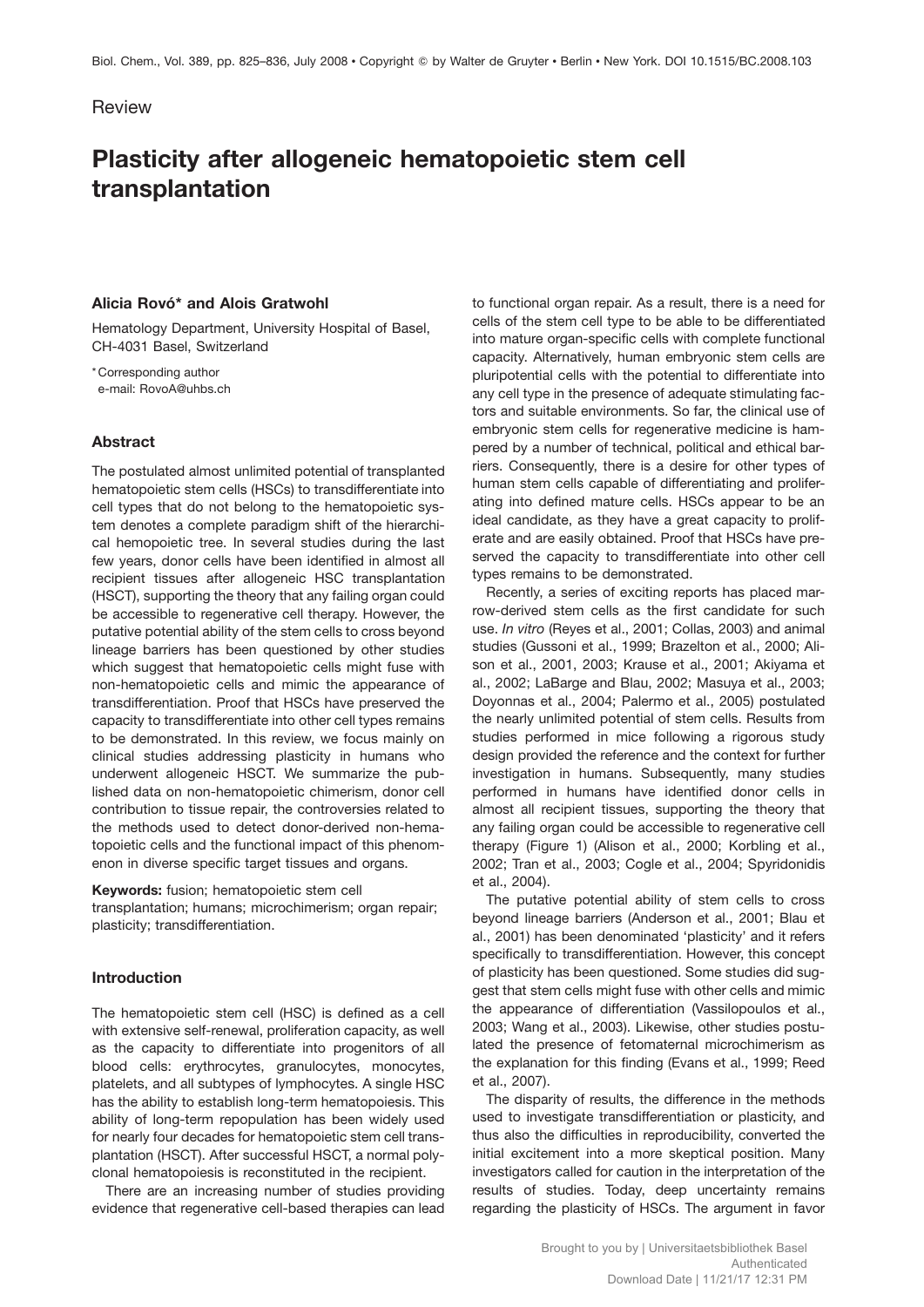Review

# Plasticity after allogeneic hematopoietic stem cell transplantation

**Alicia Rovó* and Alois Gratwohl**

Hematology Department, University Hospital of Basel, CH-4031 Basel, Switzerland

* Corresponding author
e-mail: RovoA@uhbs.ch

## Abstract

The postulated almost unlimited potential of transplanted hematopoietic stem cells (HSCs) to transdifferentiate into cell types that do not belong to the hematopoietic system denotes a complete paradigm shift of the hierarchical hemopoietic tree. In several studies during the last few years, donor cells have been identified in almost all recipient tissues after allogeneic HSC transplantation (HSCT), supporting the theory that any failing organ could be accessible to regenerative cell therapy. However, the putative potential ability of the stem cells to cross beyond lineage barriers has been questioned by other studies which suggest that hematopoietic cells might fuse with non-hematopoietic cells and mimic the appearance of transdifferentiation. Proof that HSCs have preserved the capacity to transdifferentiate into other cell types remains to be demonstrated. In this review, we focus mainly on clinical studies addressing plasticity in humans who underwent allogeneic HSCT. We summarize the published data on non-hematopoietic chimerism, donor cell contribution to tissue repair, the controversies related to the methods used to detect donor-derived non-hematopoietic cells and the functional impact of this phenomenon in diverse specific target tissues and organs.

**Keywords:** fusion; hematopoietic stem cell transplantation; humans; microchimerism; organ repair; plasticity; transdifferentiation.

## Introduction

The hematopoietic stem cell (HSC) is defined as a cell with extensive self-renewal, proliferation capacity, as well as the capacity to differentiate into progenitors of all blood cells: erythrocytes, granulocytes, monocytes, platelets, and all subtypes of lymphocytes. A single HSC has the ability to establish long-term hematopoiesis. This ability of long-term repopulation has been widely used for nearly four decades for hematopoietic stem cell transplantation (HSCT). After successful HSCT, a normal polyclonal hematopoiesis is reconstituted in the recipient.

There are an increasing number of studies providing evidence that regenerative cell-based therapies can lead to functional organ repair. As a result, there is a need for cells of the stem cell type to be able to be differentiated into mature organ-specific cells with complete functional capacity. Alternatively, human embryonic stem cells are pluripotential cells with the potential to differentiate into any cell type in the presence of adequate stimulating factors and suitable environments. So far, the clinical use of embryonic stem cells for regenerative medicine is hampered by a number of technical, political and ethical barriers. Consequently, there is a desire for other types of human stem cells capable of differentiating and proliferating into defined mature cells. HSCs appear to be an ideal candidate, as they have a great capacity to proliferate and are easily obtained. Proof that HSCs have preserved the capacity to transdifferentiate into other cell types remains to be demonstrated.

Recently, a series of exciting reports has placed marrow-derived stem cells as the first candidate for such use. *In vitro* (Reyes et al., 2001; Collas, 2003) and animal studies (Gussoni et al., 1999; Brazelton et al., 2000; Alison et al., 2001, 2003; Krause et al., 2001; Akiyama et al., 2002; LaBarge and Blau, 2002; Masuya et al., 2003; Doyonnas et al., 2004; Palermo et al., 2005) postulated the nearly unlimited potential of stem cells. Results from studies performed in mice following a rigorous study design provided the reference and the context for further investigation in humans. Subsequently, many studies performed in humans have identified donor cells in almost all recipient tissues, supporting the theory that any failing organ could be accessible to regenerative cell therapy (Figure 1) (Alison et al., 2000; Korbling et al., 2002; Tran et al., 2003; Cogle et al., 2004; Spyridonidis et al., 2004).

The putative potential ability of stem cells to cross beyond lineage barriers (Anderson et al., 2001; Blau et al., 2001) has been denominated 'plasticity' and it refers specifically to transdifferentiation. However, this concept of plasticity has been questioned. Some studies did suggest that stem cells might fuse with other cells and mimic the appearance of differentiation (Vassilopoulos et al., 2003; Wang et al., 2003). Likewise, other studies postulated the presence of fetomaternal microchimerism as the explanation for this finding (Evans et al., 1999; Reed et al., 2007).

The disparity of results, the difference in the methods used to investigate transdifferentiation or plasticity, and thus also the difficulties in reproducibility, converted the initial excitement into a more skeptical position. Many investigators called for caution in the interpretation of the results of studies. Today, deep uncertainty remains regarding the plasticity of HSCs. The argument in favor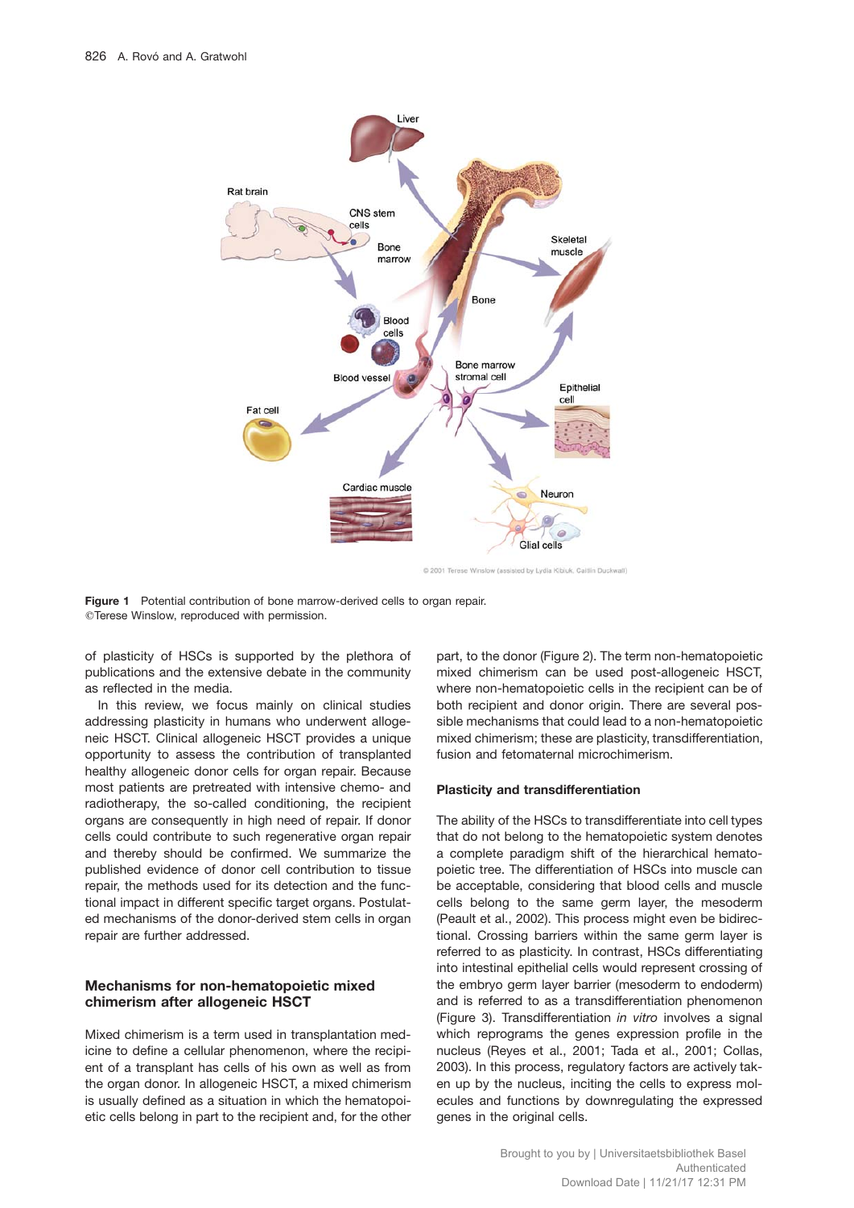Figure 1 Potential contribution of bone marrow-derived cells to organ repair. ©Terese Winslow, reproduced with permission.

of plasticity of HSCs is supported by the plethora of publications and the extensive debate in the community as reflected in the media.

In this review, we focus mainly on clinical studies addressing plasticity in humans who underwent allogeneic HSCT. Clinical allogeneic HSCT provides a unique opportunity to assess the contribution of transplanted healthy allogeneic donor cells for organ repair. Because most patients are pretreated with intensive chemo- and radiotherapy, the so-called conditioning, the recipient organs are consequently in high need of repair. If donor cells could contribute to such regenerative organ repair and thereby should be confirmed. We summarize the published evidence of donor cell contribution to tissue repair, the methods used for its detection and the functional impact in different specific target organs. Postulated mechanisms of the donor-derived stem cells in organ repair are further addressed.

## Mechanisms for non-hematopoietic mixed chimerism after allogeneic HSCT

Mixed chimerism is a term used in transplantation medicine to define a cellular phenomenon, where the recipient of a transplant has cells of his own as well as from the organ donor. In allogeneic HSCT, a mixed chimerism is usually defined as a situation in which the hematopoietic cells belong in part to the recipient and, for the other part, to the donor (Figure 2). The term non-hematopoietic mixed chimerism can be used post-allogeneic HSCT, where non-hematopoietic cells in the recipient can be of both recipient and donor origin. There are several possible mechanisms that could lead to a non-hematopoietic mixed chimerism; these are plasticity, transdifferentiation, fusion and fetomaternal microchimerism.

### Plasticity and transdifferentiation

The ability of the HSCs to transdifferentiate into cell types that do not belong to the hematopoietic system denotes a complete paradigm shift of the hierarchical hematopoietic tree. The differentiation of HSCs into muscle can be acceptable, considering that blood cells and muscle cells belong to the same germ layer, the mesoderm (Peault et al., 2002). This process might even be bidirectional. Crossing barriers within the same germ layer is referred to as plasticity. In contrast, HSCs differentiating into intestinal epithelial cells would represent crossing of the embryo germ layer barrier (mesoderm to endoderm) and is referred to as a transdifferentiation phenomenon (Figure 3). Transdifferentiation *in vitro* involves a signal which reprograms the genes expression profile in the nucleus (Reyes et al., 2001; Tada et al., 2001; Collas, 2003). In this process, regulatory factors are actively taken up by the nucleus, inciting the cells to express molecules and functions by downregulating the expressed genes in the original cells.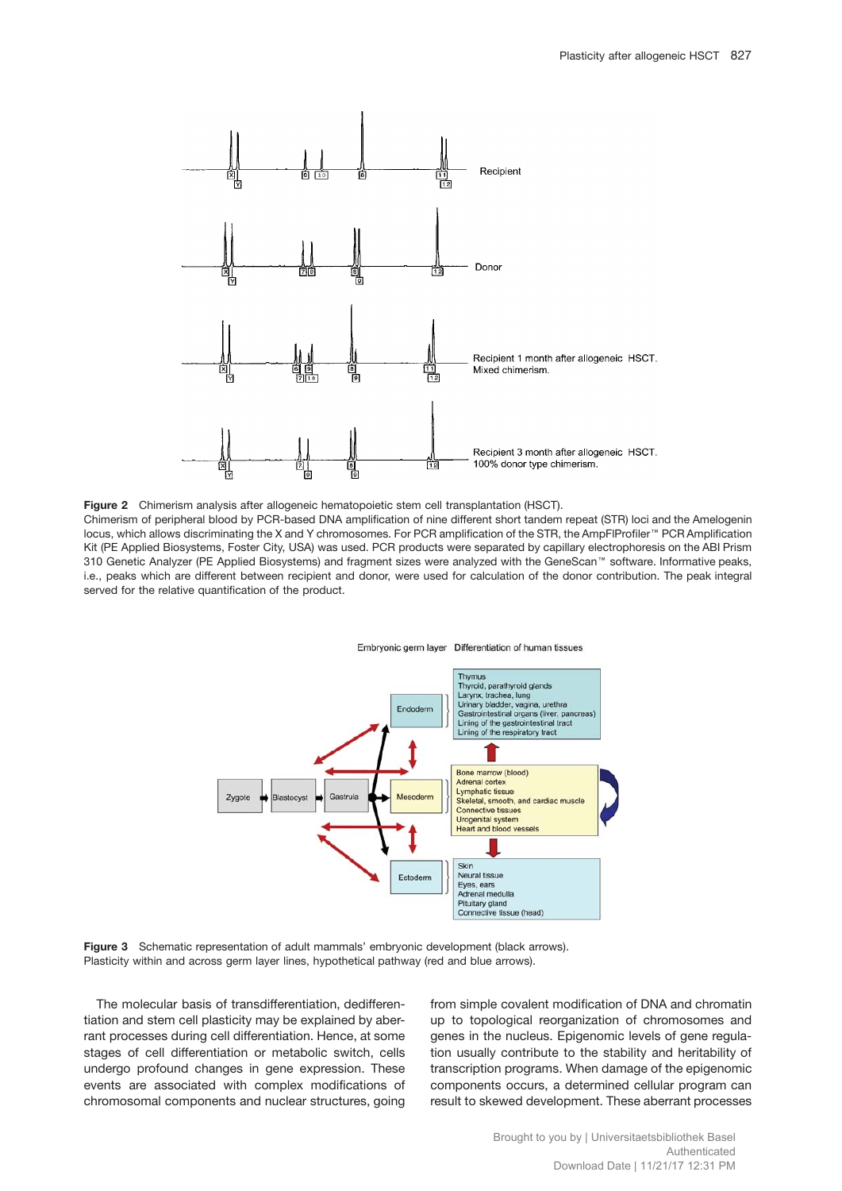**Figure 2** Chimerism analysis after allogeneic hematopoietic stem cell transplantation (HSCT).
Chimerism of peripheral blood by PCR-based DNA amplification of nine different short tandem repeat (STR) loci and the Amelogenin locus, which allows discriminating the X and Y chromosomes. For PCR amplification of the STR, the AmpFIProfiler™ PCR Amplification Kit (PE Applied Biosystems, Foster City, USA) was used. PCR products were separated by capillary electrophoresis on the ABI Prism 310 Genetic Analyzer (PE Applied Biosystems) and fragment sizes were analyzed with the GeneScan™ software. Informative peaks, i.e., peaks which are different between recipient and donor, were used for calculation of the donor contribution. The peak integral served for the relative quantification of the product.

**Figure 3** Schematic representation of adult mammals' embryonic development (black arrows).
Plasticity within and across germ layer lines, hypothetical pathway (red and blue arrows).

The molecular basis of transdifferentiation, dedifferentiation and stem cell plasticity may be explained by aberrant processes during cell differentiation. Hence, at some stages of cell differentiation or metabolic switch, cells undergo profound changes in gene expression. These events are associated with complex modifications of chromosomal components and nuclear structures, going from simple covalent modification of DNA and chromatin up to topological reorganization of chromosomes and genes in the nucleus. Epigenomic levels of gene regulation usually contribute to the stability and heritability of transcription programs. When damage of the epigenomic components occurs, a determined cellular program can result to skewed development. These aberrant processes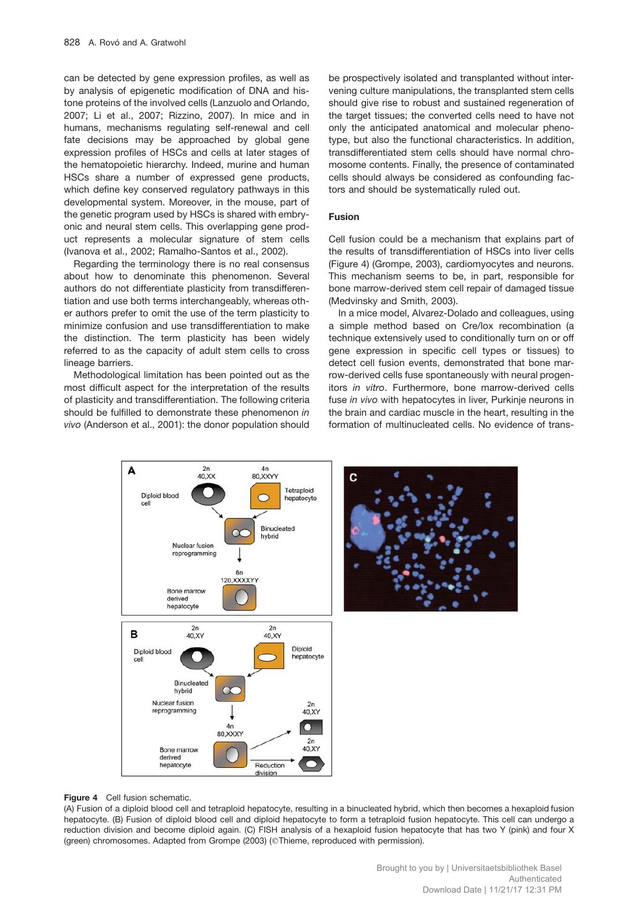can be detected by gene expression profiles, as well as by analysis of epigenetic modification of DNA and histone proteins of the involved cells (Lanzuolo and Orlando, 2007; Li et al., 2007; Rizzino, 2007). In mice and in humans, mechanisms regulating self-renewal and cell fate decisions may be approached by global gene expression profiles of HSCs and cells at later stages of the hematopoietic hierarchy. Indeed, murine and human HSCs share a number of expressed gene products, which define key conserved regulatory pathways in this developmental system. Moreover, in the mouse, part of the genetic program used by HSCs is shared with embryonic and neural stem cells. This overlapping gene product represents a molecular signature of stem cells (Ivanova et al., 2002; Ramalho-Santos et al., 2002).

Regarding the terminology there is no real consensus about how to denominate this phenomenon. Several authors do not differentiate plasticity from transdifferentiation and use both terms interchangeably, whereas other authors prefer to omit the use of the term plasticity to minimize confusion and use transdifferentiation to make the distinction. The term plasticity has been widely referred to as the capacity of adult stem cells to cross lineage barriers.

Methodological limitation has been pointed out as the most difficult aspect for the interpretation of the results of plasticity and transdifferentiation. The following criteria should be fulfilled to demonstrate these phenomenon *in vivo* (Anderson et al., 2001): the donor population should be prospectively isolated and transplanted without intervening culture manipulations, the transplanted stem cells should give rise to robust and sustained regeneration of the target tissues; the converted cells need to have not only the anticipated anatomical and molecular phenotype, but also the functional characteristics. In addition, transdifferentiated stem cells should have normal chromosome contents. Finally, the presence of contaminated cells should always be considered as confounding factors and should be systematically ruled out.

## Fusion

Cell fusion could be a mechanism that explains part of the results of transdifferentiation of HSCs into liver cells (Figure 4) (Grompe, 2003), cardiomyocytes and neurons. This mechanism seems to be, in part, responsible for bone marrow-derived stem cell repair of damaged tissue (Medvinsky and Smith, 2003).

In a mice model, Alvarez-Dolado and colleagues, using a simple method based on Cre/lox recombination (a technique extensively used to conditionally turn on or off gene expression in specific cell types or tissues) to detect cell fusion events, demonstrated that bone marrow-derived cells fuse spontaneously with neural progenitors *in vitro*. Furthermore, bone marrow-derived cells fuse *in vivo* with hepatocytes in liver, Purkinje neurons in the brain and cardiac muscle in the heart, resulting in the formation of multinucleated cells. No evidence of trans-

**Figure 4** Cell fusion schematic.
(A) Fusion of a diploid blood cell and tetraploid hepatocyte, resulting in a binucleated hybrid, which then becomes a hexaploid fusion hepatocyte. (B) Fusion of diploid blood cell and diploid hepatocyte to form a tetraploid fusion hepatocyte. This cell can undergo a reduction division and become diploid again. (C) FISH analysis of a hexaploid fusion hepatocyte that has two Y (pink) and four X (green) chromosomes. Adapted from Grompe (2003) (©Thieme, reproduced with permission).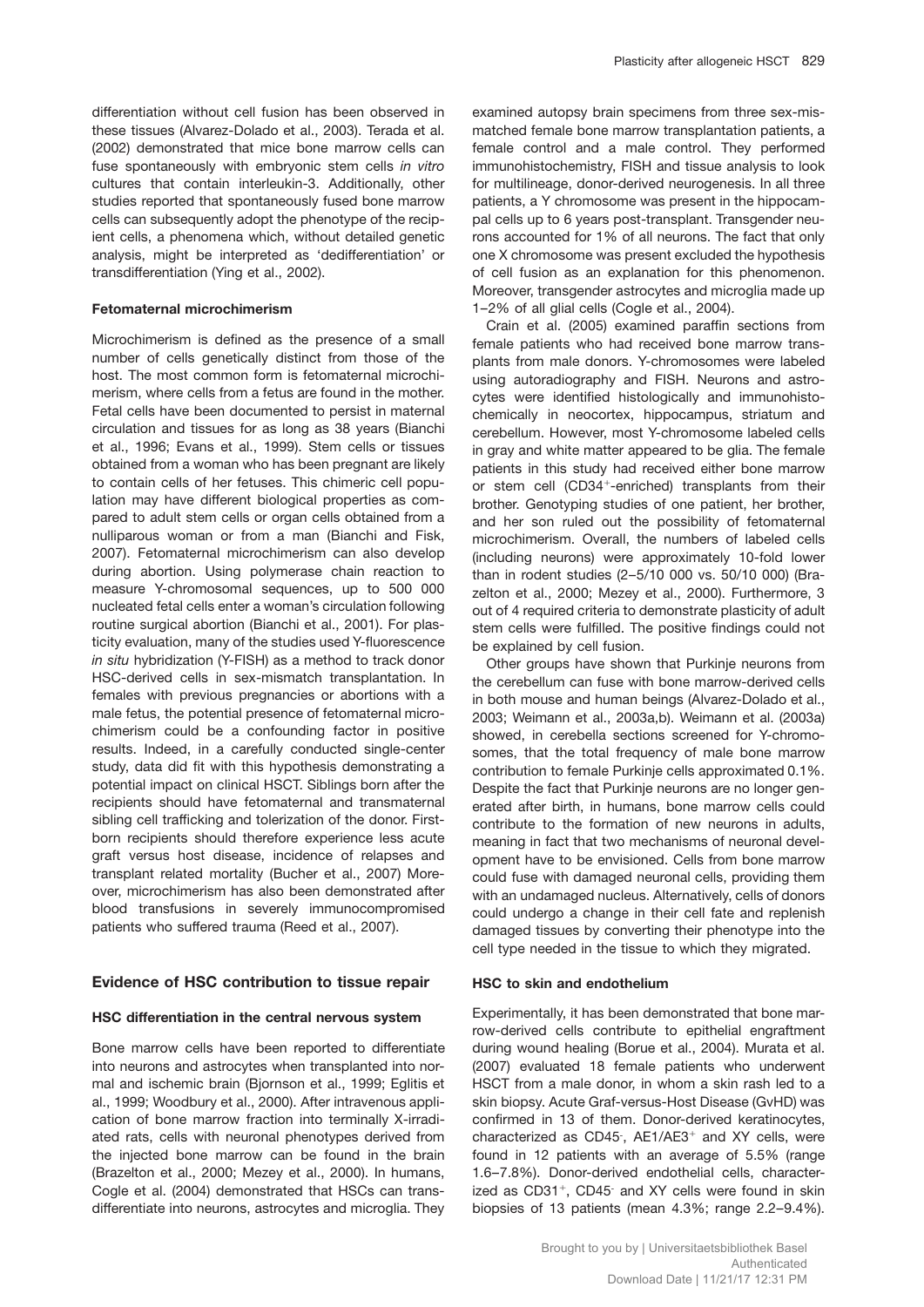differentiation without cell fusion has been observed in these tissues (Alvarez-Dolado et al., 2003). Terada et al. (2002) demonstrated that mice bone marrow cells can fuse spontaneously with embryonic stem cells *in vitro* cultures that contain interleukin-3. Additionally, other studies reported that spontaneously fused bone marrow cells can subsequently adopt the phenotype of the recipient cells, a phenomena which, without detailed genetic analysis, might be interpreted as 'dedifferentiation' or transdifferentiation (Ying et al., 2002).

#### Fetomaternal microchimerism

Microchimerism is defined as the presence of a small number of cells genetically distinct from those of the host. The most common form is fetomaternal microchimerism, where cells from a fetus are found in the mother. Fetal cells have been documented to persist in maternal circulation and tissues for as long as 38 years (Bianchi et al., 1996; Evans et al., 1999). Stem cells or tissues obtained from a woman who has been pregnant are likely to contain cells of her fetuses. This chimeric cell population may have different biological properties as compared to adult stem cells or organ cells obtained from a nulliparous woman or from a man (Bianchi and Fisk, 2007). Fetomaternal microchimerism can also develop during abortion. Using polymerase chain reaction to measure Y-chromosomal sequences, up to 50 000 nucleated fetal cells enter a woman's circulation following routine surgical abortion (Bianchi et al., 2001). For plasticity evaluation, many of the studies used Y-fluorescence *in situ* hybridization (Y-FISH) as a method to track donor HSC-derived cells in sex-mismatch transplantation. In females with previous pregnancies or abortions with a male fetus, the potential presence of fetomaternal microchimerism could be a confounding factor in positive results. Indeed, in a carefully conducted single-center study, data did fit with this hypothesis demonstrating a potential impact on clinical HSCT. Siblings born after the recipients should have fetomaternal and transmaternal sibling cell trafficking and tolerization of the donor. First-born recipients should therefore experience less acute graft versus host disease, incidence of relapses and transplant related mortality (Bucher et al., 2007) Moreover, microchimerism has also been demonstrated after blood transfusions in severely immunocompromised patients who suffered trauma (Reed et al., 2007).

### Evidence of HSC contribution to tissue repair

#### HSC differentiation in the central nervous system

Bone marrow cells have been reported to differentiate into neurons and astrocytes when transplanted into normal and ischemic brain (Bjornson et al., 1999; Eglitis et al., 1999; Woodbury et al., 2000). After intravenous application of bone marrow fraction into terminally X-irradiated rats, cells with neuronal phenotypes derived from the injected bone marrow can be found in the brain (Brazelton et al., 2000; Mezey et al., 2000). In humans, Cogle et al. (2004) demonstrated that HSCs can transdifferentiate into neurons, astrocytes and microglia. They examined autopsy brain specimens from three sex-mismatched female bone marrow transplantation patients, a female control and a male control. They performed immunohistochemistry, FISH and tissue analysis to look for multilineage, donor-derived neurogenesis. In all three patients, a Y chromosome was present in the hippocampal cells up to 6 years post-transplant. Transgender neurons accounted for 1% of all neurons. The fact that only one X chromosome was present excluded the hypothesis of cell fusion as an explanation for this phenomenon. Moreover, transgender astrocytes and microglia made up 1–2% of all glial cells (Cogle et al., 2004).

Crain et al. (2005) examined paraffin sections from female patients who had received bone marrow transplants from male donors. Y-chromosomes were labeled using autoradiography and FISH. Neurons and astrocytes were identified histologically and immunohistochemically in neocortex, hippocampus, striatum and cerebellum. However, most Y-chromosome labeled cells in gray and white matter appeared to be glia. The female patients in this study had received either bone marrow or stem cell (CD34$^+$-enriched) transplants from their brother. Genotyping studies of one patient, her brother, and her son ruled out the possibility of fetomaternal microchimerism. Overall, the numbers of labeled cells (including neurons) were approximately 10-fold lower than in rodent studies (2–5/10 000 vs. 50/10 000) (Brazelton et al., 2000; Mezey et al., 2000). Furthermore, 3 out of 4 required criteria to demonstrate plasticity of adult stem cells were fulfilled. The positive findings could not be explained by cell fusion.

Other groups have shown that Purkinje neurons from the cerebellum can fuse with bone marrow-derived cells in both mouse and human beings (Alvarez-Dolado et al., 2003; Weimann et al., 2003a,b). Weimann et al. (2003a) showed, in cerebella sections screened for Y-chromosomes, that the total frequency of male bone marrow contribution to female Purkinje cells approximated 0.1%. Despite the fact that Purkinje neurons are no longer generated after birth, in humans, bone marrow cells could contribute to the formation of new neurons in adults, meaning in fact that two mechanisms of neuronal development have to be envisioned. Cells from bone marrow could fuse with damaged neuronal cells, providing them with an undamaged nucleus. Alternatively, cells of donors could undergo a change in their cell fate and replenish damaged tissues by converting their phenotype into the cell type needed in the tissue to which they migrated.

#### HSC to skin and endothelium

Experimentally, it has been demonstrated that bone marrow-derived cells contribute to epithelial engraftment during wound healing (Borue et al., 2004). Murata et al. (2007) evaluated 18 female patients who underwent HSCT from a male donor, in whom a skin rash led to a skin biopsy. Acute Graf-versus-Host Disease (GvHD) was confirmed in 13 of them. Donor-derived keratinocytes, characterized as CD45$^-$, AE1/AE3$^+$ and XY cells, were found in 12 patients with an average of 5.5% (range 1.6–7.8%). Donor-derived endothelial cells, characterized as CD31$^+$, CD45$^-$ and XY cells were found in skin biopsies of 13 patients (mean 4.3%; range 2.2–9.4%).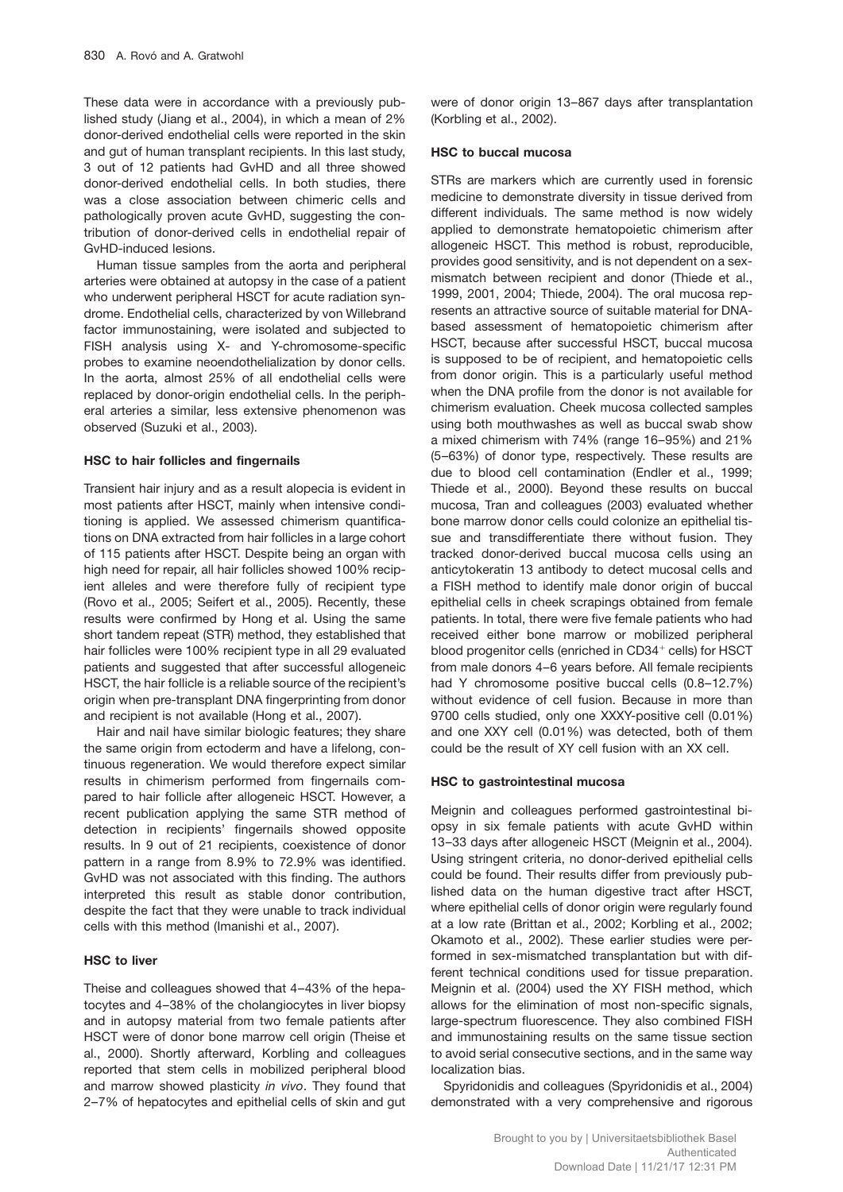These data were in accordance with a previously published study (Jiang et al., 2004), in which a mean of 2% donor-derived endothelial cells were reported in the skin and gut of human transplant recipients. In this last study, 3 out of 12 patients had GvHD and all three showed donor-derived endothelial cells. In both studies, there was a close association between chimeric cells and pathologically proven acute GvHD, suggesting the contribution of donor-derived cells in endothelial repair of GvHD-induced lesions.

Human tissue samples from the aorta and peripheral arteries were obtained at autopsy in the case of a patient who underwent peripheral HSCT for acute radiation syndrome. Endothelial cells, characterized by von Willebrand factor immunostaining, were isolated and subjected to FISH analysis using X- and Y-chromosome-specific probes to examine neoendothelialization by donor cells. In the aorta, almost 25% of all endothelial cells were replaced by donor-origin endothelial cells. In the peripheral arteries a similar, less extensive phenomenon was observed (Suzuki et al., 2003).

### HSC to hair follicles and fingernails

Transient hair injury and as a result alopecia is evident in most patients after HSCT, mainly when intensive conditioning is applied. We assessed chimerism quantifications on DNA extracted from hair follicles in a large cohort of 115 patients after HSCT. Despite being an organ with high need for repair, all hair follicles showed 100% recipient alleles and were therefore fully of recipient type (Rovo et al., 2005; Seifert et al., 2005). Recently, these results were confirmed by Hong et al. Using the same short tandem repeat (STR) method, they established that hair follicles were 100% recipient type in all 29 evaluated patients and suggested that after successful allogeneic HSCT, the hair follicle is a reliable source of the recipient's origin when pre-transplant DNA fingerprinting from donor and recipient is not available (Hong et al., 2007).

Hair and nail have similar biologic features; they share the same origin from ectoderm and have a lifelong, continuous regeneration. We would therefore expect similar results in chimerism performed from fingernails compared to hair follicle after allogeneic HSCT. However, a recent publication applying the same STR method of detection in recipients' fingernails showed opposite results. In 9 out of 21 recipients, coexistence of donor pattern in a range from 8.9% to 72.9% was identified. GvHD was not associated with this finding. The authors interpreted this result as stable donor contribution, despite the fact that they were unable to track individual cells with this method (Imanishi et al., 2007).

### HSC to liver

Theise and colleagues showed that 4–43% of the hepatocytes and 4–38% of the cholangiocytes in liver biopsy and in autopsy material from two female patients after HSCT were of donor bone marrow cell origin (Theise et al., 2000). Shortly afterward, Korbling and colleagues reported that stem cells in mobilized peripheral blood and marrow showed plasticity *in vivo*. They found that 2–7% of hepatocytes and epithelial cells of skin and gut were of donor origin 13–867 days after transplantation (Korbling et al., 2002).

### HSC to buccal mucosa

STRs are markers which are currently used in forensic medicine to demonstrate diversity in tissue derived from different individuals. The same method is now widely applied to demonstrate hematopoietic chimerism after allogeneic HSCT. This method is robust, reproducible, provides good sensitivity, and is not dependent on a sex-mismatch between recipient and donor (Thiede et al., 1999, 2001, 2004; Thiede, 2004). The oral mucosa represents an attractive source of suitable material for DNA-based assessment of hematopoietic chimerism after HSCT, because after successful HSCT, buccal mucosa is supposed to be of recipient, and hematopoietic cells from donor origin. This is a particularly useful method when the DNA profile from the donor is not available for chimerism evaluation. Cheek mucosa collected samples using both mouthwashes as well as buccal swab show a mixed chimerism with 74% (range 16–95%) and 21% (5–63%) of donor type, respectively. These results are due to blood cell contamination (Endler et al., 1999; Thiede et al., 2000). Beyond these results on buccal mucosa, Tran and colleagues (2003) evaluated whether bone marrow donor cells could colonize an epithelial tissue and transdifferentiate there without fusion. They tracked donor-derived buccal mucosa cells using an anticytokeratin 13 antibody to detect mucosal cells and a FISH method to identify male donor origin of buccal epithelial cells in cheek scrapings obtained from female patients. In total, there were five female patients who had received either bone marrow or mobilized peripheral blood progenitor cells (enriched in $CD34^+$ cells) for HSCT from male donors 4–6 years before. All female recipients had Y chromosome positive buccal cells (0.8–12.7%) without evidence of cell fusion. Because in more than 9700 cells studied, only one XXXY-positive cell (0.01%) and one XXY cell (0.01%) was detected, both of them could be the result of XY cell fusion with an XX cell.

### HSC to gastrointestinal mucosa

Meignin and colleagues performed gastrointestinal biopsy in six female patients with acute GvHD within 13–33 days after allogeneic HSCT (Meignin et al., 2004). Using stringent criteria, no donor-derived epithelial cells could be found. Their results differ from previously published data on the human digestive tract after HSCT, where epithelial cells of donor origin were regularly found at a low rate (Brittan et al., 2002; Korbling et al., 2002; Okamoto et al., 2002). These earlier studies were performed in sex-mismatched transplantation but with different technical conditions used for tissue preparation. Meignin et al. (2004) used the XY FISH method, which allows for the elimination of most non-specific signals, large-spectrum fluorescence. They also combined FISH and immunostaining results on the same tissue section to avoid serial consecutive sections, and in the same way localization bias.

Spyridonidis and colleagues (Spyridonidis et al., 2004) demonstrated with a very comprehensive and rigorous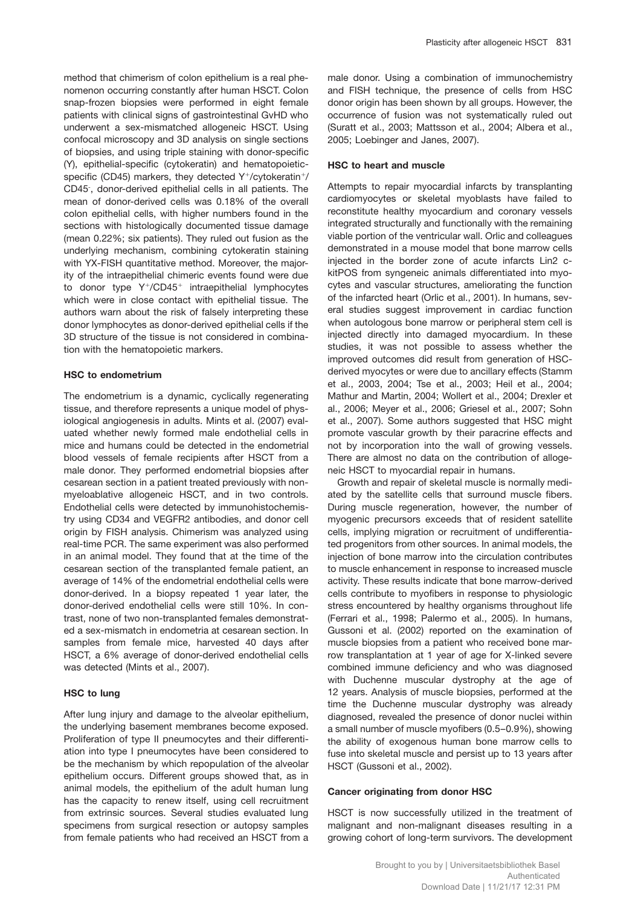method that chimerism of colon epithelium is a real phenomenon occurring constantly after human HSCT. Colon snap-frozen biopsies were performed in eight female patients with clinical signs of gastrointestinal GvHD who underwent a sex-mismatched allogeneic HSCT. Using confocal microscopy and 3D analysis on single sections of biopsies, and using triple staining with donor-specific (Y), epithelial-specific (cytokeratin) and hematopoietic-specific (CD45) markers, they detected $Y^+$/cytokeratin$^+$/CD45$^-$, donor-derived epithelial cells in all patients. The mean of donor-derived cells was 0.18% of the overall colon epithelial cells, with higher numbers found in the sections with histologically documented tissue damage (mean 0.22%; six patients). They ruled out fusion as the underlying mechanism, combining cytokeratin staining with YX-FISH quantitative method. Moreover, the majority of the intraepithelial chimeric events found were due to donor type $Y^+$/CD45$^+$ intraepithelial lymphocytes which were in close contact with epithelial tissue. The authors warn about the risk of falsely interpreting these donor lymphocytes as donor-derived epithelial cells if the 3D structure of the tissue is not considered in combination with the hematopoietic markers.

### HSC to endometrium

The endometrium is a dynamic, cyclically regenerating tissue, and therefore represents a unique model of physiological angiogenesis in adults. Mints et al. (2007) evaluated whether newly formed male endothelial cells in mice and humans could be detected in the endometrial blood vessels of female recipients after HSCT from a male donor. They performed endometrial biopsies after cesarean section in a patient treated previously with non-myeloablative allogeneic HSCT, and in two controls. Endothelial cells were detected by immunohistochemistry using CD34 and VEGFR2 antibodies, and donor cell origin by FISH analysis. Chimerism was analyzed using real-time PCR. The same experiment was also performed in an animal model. They found that at the time of the cesarean section of the transplanted female patient, an average of 14% of the endometrial endothelial cells were donor-derived. In a biopsy repeated 1 year later, the donor-derived endothelial cells were still 10%. In contrast, none of two non-transplanted females demonstrated a sex-mismatch in endometria at cesarean section. In samples from female mice, harvested 40 days after HSCT, a 6% average of donor-derived endothelial cells was detected (Mints et al., 2007).

### HSC to lung

After lung injury and damage to the alveolar epithelium, the underlying basement membranes become exposed. Proliferation of type II pneumocytes and their differentiation into type I pneumocytes have been considered to be the mechanism by which repopulation of the alveolar epithelium occurs. Different groups showed that, as in animal models, the epithelium of the adult human lung has the capacity to renew itself, using cell recruitment from extrinsic sources. Several studies evaluated lung specimens from surgical resection or autopsy samples from female patients who had received an HSCT from a male donor. Using a combination of immunochemistry and FISH technique, the presence of cells from HSC donor origin has been shown by all groups. However, the occurrence of fusion was not systematically ruled out (Suratt et al., 2003; Mattsson et al., 2004; Albera et al., 2005; Loebinger and Janes, 2007).

### HSC to heart and muscle

Attempts to repair myocardial infarcts by transplanting cardiomyocytes or skeletal myoblasts have failed to reconstitute healthy myocardium and coronary vessels integrated structurally and functionally with the remaining viable portion of the ventricular wall. Orlic and colleagues demonstrated in a mouse model that bone marrow cells injected in the border zone of acute infarcts Lin2 c-kitPOS from syngeneic animals differentiated into myocytes and vascular structures, ameliorating the function of the infarcted heart (Orlic et al., 2001). In humans, several studies suggest improvement in cardiac function when autologous bone marrow or peripheral stem cell is injected directly into damaged myocardium. In these studies, it was not possible to assess whether the improved outcomes did result from generation of HSC-derived myocytes or were due to ancillary effects (Stamm et al., 2003, 2004; Tse et al., 2003; Heil et al., 2004; Mathur and Martin, 2004; Wollert et al., 2004; Drexler et al., 2006; Meyer et al., 2006; Griesel et al., 2007; Sohn et al., 2007). Some authors suggested that HSC might promote vascular growth by their paracrine effects and not by incorporation into the wall of growing vessels. There are almost no data on the contribution of allogeneic HSCT to myocardial repair in humans.

Growth and repair of skeletal muscle is normally mediated by the satellite cells that surround muscle fibers. During muscle regeneration, however, the number of myogenic precursors exceeds that of resident satellite cells, implying migration or recruitment of undifferentiated progenitors from other sources. In animal models, the injection of bone marrow into the circulation contributes to muscle enhancement in response to increased muscle activity. These results indicate that bone marrow-derived cells contribute to myofibers in response to physiologic stress encountered by healthy organisms throughout life (Ferrari et al., 1998; Palermo et al., 2005). In humans, Gussoni et al. (2002) reported on the examination of muscle biopsies from a patient who received bone marrow transplantation at 1 year of age for X-linked severe combined immune deficiency and who was diagnosed with Duchenne muscular dystrophy at the age of 12 years. Analysis of muscle biopsies, performed at the time the Duchenne muscular dystrophy was already diagnosed, revealed the presence of donor nuclei within a small number of muscle myofibers (0.5–0.9%), showing the ability of exogenous human bone marrow cells to fuse into skeletal muscle and persist up to 13 years after HSCT (Gussoni et al., 2002).

### Cancer originating from donor HSC

HSCT is now successfully utilized in the treatment of malignant and non-malignant diseases resulting in a growing cohort of long-term survivors. The development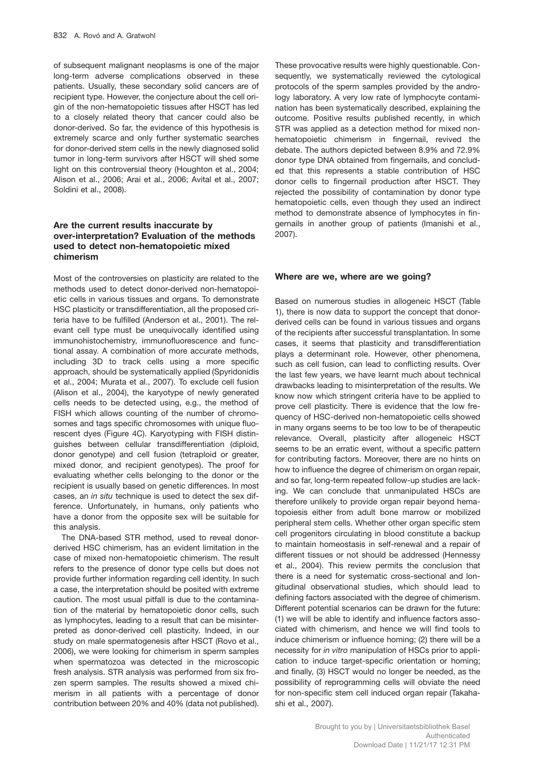of subsequent malignant neoplasms is one of the major long-term adverse complications observed in these patients. Usually, these secondary solid cancers are of recipient type. However, the conjecture about the cell origin of the non-hematopoietic tissues after HSCT has led to a closely related theory that cancer could also be donor-derived. So far, the evidence of this hypothesis is extremely scarce and only further systematic searches for donor-derived stem cells in the newly diagnosed solid tumor in long-term survivors after HSCT will shed some light on this controversial theory (Houghton et al., 2004; Alison et al., 2006; Arai et al., 2006; Avital et al., 2007; Soldini et al., 2008).

## Are the current results inaccurate by over-interpretation? Evaluation of the methods used to detect non-hematopoietic mixed chimerism

Most of the controversies on plasticity are related to the methods used to detect donor-derived non-hematopoietic cells in various tissues and organs. To demonstrate HSC plasticity or transdifferentiation, all the proposed criteria have to be fulfilled (Anderson et al., 2001). The relevant cell type must be unequivocally identified using immunohistochemistry, immunofluorescence and functional assay. A combination of more accurate methods, including 3D to track cells using a more specific approach, should be systematically applied (Spyridonidis et al., 2004; Murata et al., 2007). To exclude cell fusion (Alison et al., 2004), the karyotype of newly generated cells needs to be detected using, e.g., the method of FISH which allows counting of the number of chromosomes and tags specific chromosomes with unique fluorescent dyes (Figure 4C). Karyotyping with FISH distinguishes between cellular transdifferentiation (diploid, donor genotype) and cell fusion (tetraploid or greater, mixed donor, and recipient genotypes). The proof for evaluating whether cells belonging to the donor or the recipient is usually based on genetic differences. In most cases, an *in situ* technique is used to detect the sex difference. Unfortunately, in humans, only patients who have a donor from the opposite sex will be suitable for this analysis.

The DNA-based STR method, used to reveal donor-derived HSC chimerism, has an evident limitation in the case of mixed non-hematopoietic chimerism. The result refers to the presence of donor type cells but does not provide further information regarding cell identity. In such a case, the interpretation should be posited with extreme caution. The most usual pitfall is due to the contamination of the material by hematopoietic donor cells, such as lymphocytes, leading to a result that can be misinterpreted as donor-derived cell plasticity. Indeed, in our study on male spermatogenesis after HSCT (Rovo et al., 2006), we were looking for chimerism in sperm samples when spermatozoa was detected in the microscopic fresh analysis. STR analysis was performed from six frozen sperm samples. The results showed a mixed chimerism in all patients with a percentage of donor contribution between 20% and 40% (data not published). These provocative results were highly questionable. Consequently, we systematically reviewed the cytological protocols of the sperm samples provided by the andrology laboratory. A very low rate of lymphocyte contamination has been systematically described, explaining the outcome. Positive results published recently, in which STR was applied as a detection method for mixed non-hematopoietic chimerism in fingernail, revived the debate. The authors depicted between 8.9% and 72.9% donor type DNA obtained from fingernails, and concluded that this represents a stable contribution of HSC donor cells to fingernail production after HSCT. They rejected the possibility of contamination by donor type hematopoietic cells, even though they used an indirect method to demonstrate absence of lymphocytes in fingernails in another group of patients (Imanishi et al., 2007).

## Where are we, where are we going?

Based on numerous studies in allogeneic HSCT (Table 1), there is now data to support the concept that donor-derived cells can be found in various tissues and organs of the recipients after successful transplantation. In some cases, it seems that plasticity and transdifferentiation plays a determinant role. However, other phenomena, such as cell fusion, can lead to conflicting results. Over the last few years, we have learnt much about technical drawbacks leading to misinterpretation of the results. We know now which stringent criteria have to be applied to prove cell plasticity. There is evidence that the low frequency of HSC-derived non-hematopoietic cells showed in many organs seems to be too low to be of therapeutic relevance. Overall, plasticity after allogeneic HSCT seems to be an erratic event, without a specific pattern for contributing factors. Moreover, there are no hints on how to influence the degree of chimerism on organ repair, and so far, long-term repeated follow-up studies are lacking. We can conclude that unmanipulated HSCs are therefore unlikely to provide organ repair beyond hematopoiesis either from adult bone marrow or mobilized peripheral stem cells. Whether other organ specific stem cell progenitors circulating in blood constitute a backup to maintain homeostasis in self-renewal and a repair of different tissues or not should be addressed (Hennessy et al., 2004). This review permits the conclusion that there is a need for systematic cross-sectional and longitudinal observational studies, which should lead to defining factors associated with the degree of chimerism. Different potential scenarios can be drawn for the future: (1) we will be able to identify and influence factors associated with chimerism, and hence we will find tools to induce chimerism or influence homing; (2) there will be a necessity for *in vitro* manipulation of HSCs prior to application to induce target-specific orientation or homing; and finally, (3) HSCT would no longer be needed, as the possibility of reprogramming cells will obviate the need for non-specific stem cell induced organ repair (Takahashi et al., 2007).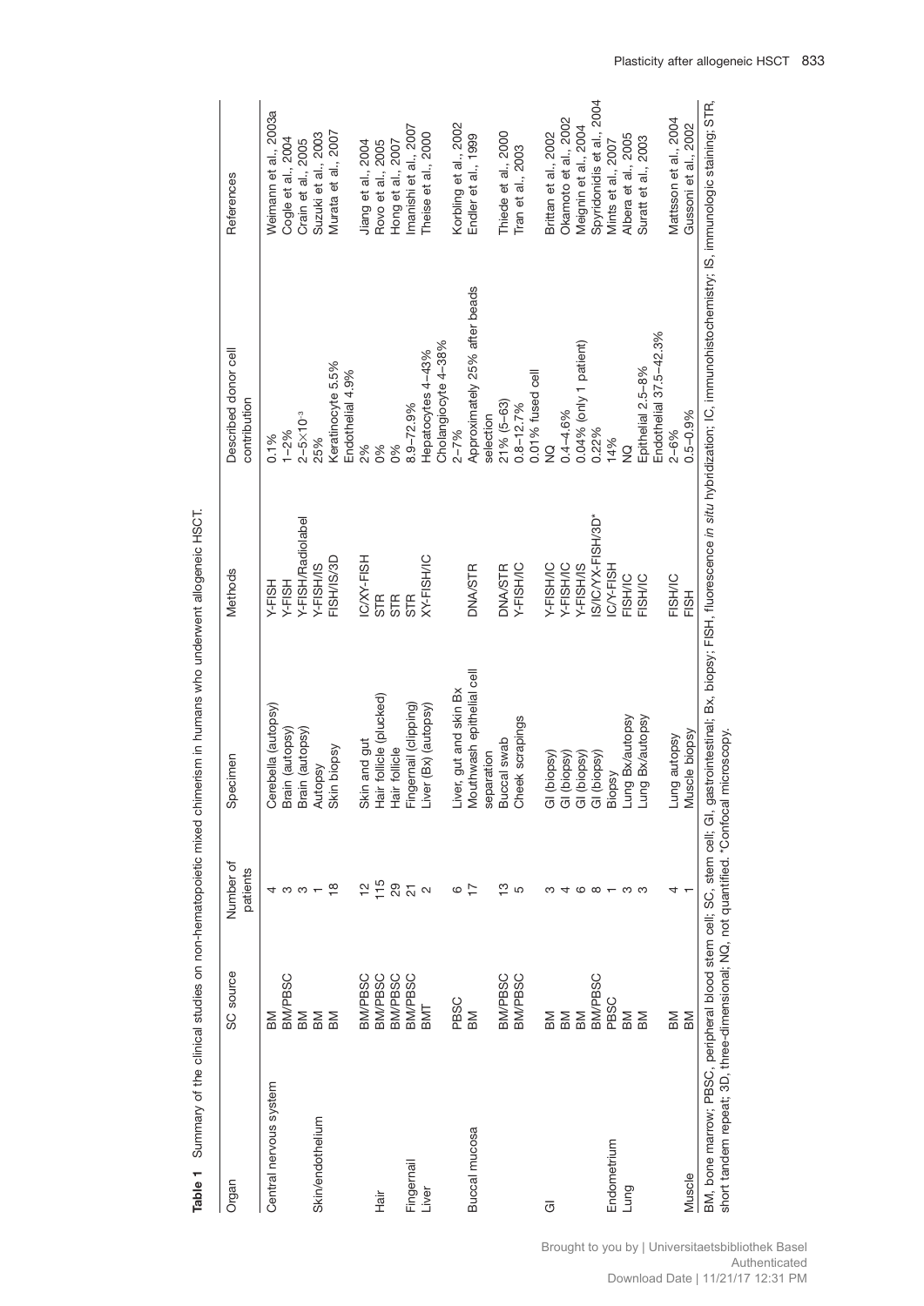**Table 1** Summary of the clinical studies on non-hematopoietic mixed chimerism in humans who underwent allogeneic HSCT.

| Organ | SC source | Number of patients | Specimen | Methods | Described donor cell contribution | References |
|---|---|---|---|---|---|---|
| Central nervous system | BM | 4 | Cerebella (autopsy) | Y-FISH | 0.1% | Weimann et al., 2003a |
| | BM/PBSC | 3 | Brain (autopsy) | Y-FISH | 1–2% | Cogle et al., 2004 |
| | BM | 3 | Brain (autopsy) | Y-FISH/Radiolabel | $2-5\times10^{-3}$ | Crain et al., 2005 |
| Skin/endothelium | BM | 1 | Autopsy | Y-FISH/IS | 25% | Suzuki et al., 2003 |
| | BM | 18 | Skin biopsy | FISH/IS/3D | Keratinocyte 5.5% Endothelial 4.9% | Murata et al., 2007 |
| | BM/PBSC | 12 | Skin and gut | IC/XY-FISH | 2% | Jiang et al., 2004 |
| Hair | BM/PBSC | 115 | Hair follicle (plucked) | STR | 0% | Rovo et al., 2005 |
| | BM/PBSC | 29 | Hair follicle | STR | 0% | Hong et al., 2007 |
| Fingernail | BM/PBSC | 21 | Fingernail (clipping) | STR | 8.9–72.9% | Imanishi et al., 2007 |
| Liver | BMT | 2 | Liver (Bx) (autopsy) | XY-FISH/IC | Hepatocytes 4–43% Cholangiocyte 4–38% | Theise et al., 2000 |
| | PBSC | 6 | Liver, gut and skin Bx | | 2–7% | Korbling et al., 2002 |
| Buccal mucosa | BM | 17 | Mouthwash epithelial cell separation | DNA/STR | Approximately 25% after beads selection | Endler et al., 1999 |
| | BM/PBSC | 13 | Buccal swab | DNA/STR | 21% (5–63) | Thiede et al., 2000 |
| | BM/PBSC | 5 | Cheek scrapings | Y-FISH/IC | 0.8–12.7% 0.01% fused cell | Tran et al., 2003 |
| GI | BM | 3 | GI (biopsy) | Y-FISH/IC | NQ | Brittan et al., 2002 |
| | BM | 4 | GI (biopsy) | Y-FISH/IC | 0.4–4.6% | Okamoto et al., 2002 |
| | BM | 6 | GI (biopsy) | Y-FISH/IS | 0.04% (only 1 patient) | Meignin et al., 2004 |
| | BM/PBSC | 8 | GI (biopsy) | IS/IC/XY-FISH/3D^a^ | 0.22% | Spyridonidis et al., 2004 |
| Endometrium | PBSC | 1 | Biopsy | IC/Y-FISH | 14% | Mints et al., 2007 |
| Lung | BM | 3 | Lung Bx/autopsy | FISH/IC | NQ | Albera et al., 2005 |
| | BM | 3 | Lung Bx/autopsy | FISH/IC | Epithelial 2.5–8% Endothelial 37.5–42.3% | Suratt et al., 2003 |
| | BM | 4 | Lung autopsy | FISH/IC | 2–6% | Mattsson et al., 2004 |
| Muscle | BM | 1 | Muscle biopsy | FISH | 0.5–0.9% | Gussoni et al., 2002 |

BM, bone marrow; PBSC, peripheral blood stem cell; SC, stem cell; GI, gastrointestinal; Bx, biopsy; FISH, fluorescence *in situ* hybridization; IC, immunohistochemistry; IS, immunologic staining; STR, short tandem repeat; 3D, three-dimensional; NQ, not quantified. ^a^Confocal microscopy.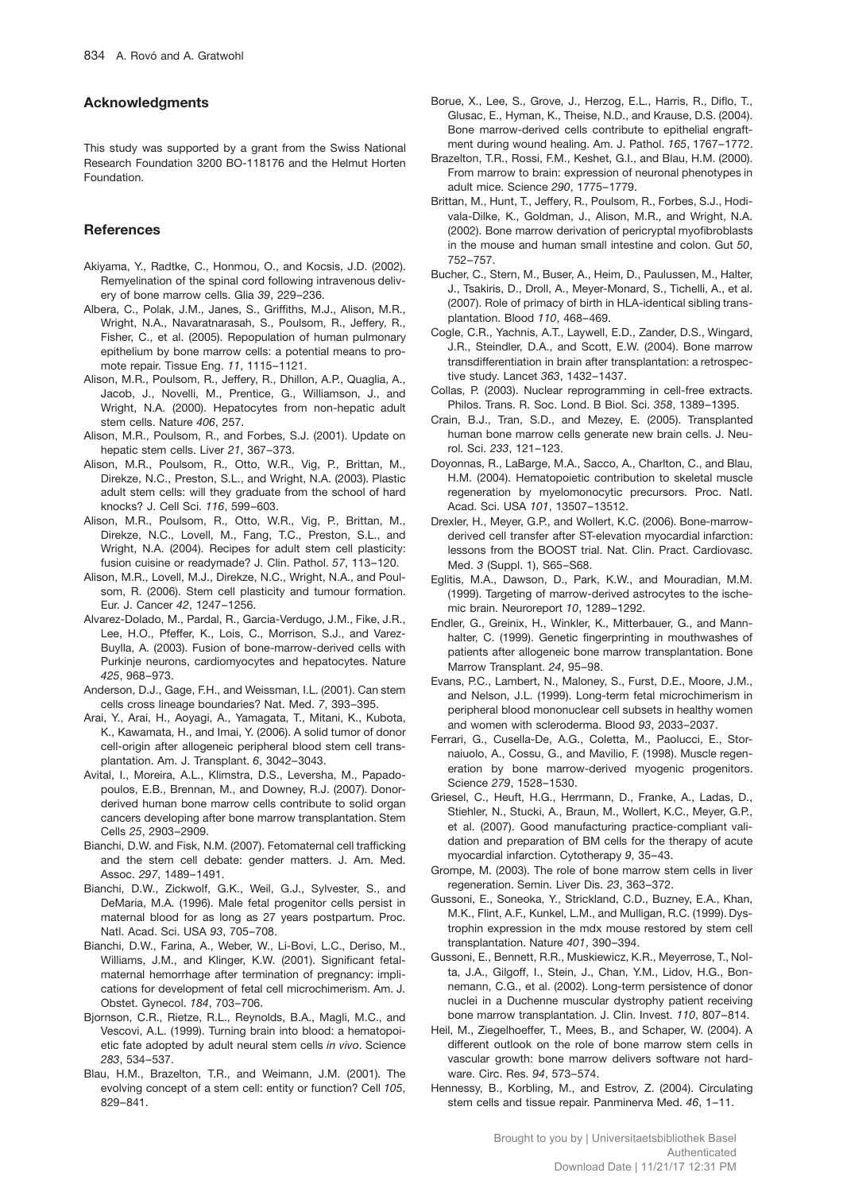## Acknowledgments

This study was supported by a grant from the Swiss National Research Foundation 3200 BO-118176 and the Helmut Horten Foundation.

## References

Akiyama, Y., Radtke, C., Honmou, O., and Kocsis, J.D. (2002). Remyelination of the spinal cord following intravenous delivery of bone marrow cells. Glia *39*, 229–236.

Albera, C., Polak, J.M., Janes, S., Griffiths, M.J., Alison, M.R., Wright, N.A., Navaratnarasah, S., Poulsom, R., Jeffery, R., Fisher, C., et al. (2005). Repopulation of human pulmonary epithelium by bone marrow cells: a potential means to promote repair. Tissue Eng. *11*, 1115–1121.

Alison, M.R., Poulsom, R., Jeffery, R., Dhillon, A.P., Quaglia, A., Jacob, J., Novelli, M., Prentice, G., Williamson, J., and Wright, N.A. (2000). Hepatocytes from non-hepatic adult stem cells. Nature *406*, 257.

Alison, M.R., Poulsom, R., and Forbes, S.J. (2001). Update on hepatic stem cells. Liver *21*, 367–373.

Alison, M.R., Poulsom, R., Otto, W.R., Vig, P., Brittan, M., Direkze, N.C., Preston, S.L., and Wright, N.A. (2003). Plastic adult stem cells: will they graduate from the school of hard knocks? J. Cell Sci. *116*, 599–603.

Alison, M.R., Poulsom, R., Otto, W.R., Vig, P., Brittan, M., Direkze, N.C., Lovell, M., Fang, T.C., Preston, S.L., and Wright, N.A. (2004). Recipes for adult stem cell plasticity: fusion cuisine or readymade? J. Clin. Pathol. *57*, 113–120.

Alison, M.R., Lovell, M.J., Direkze, N.C., Wright, N.A., and Poulsom, R. (2006). Stem cell plasticity and tumour formation. Eur. J. Cancer *42*, 1247–1256.

Alvarez-Dolado, M., Pardal, R., Garcia-Verdugo, J.M., Fike, J.R., Lee, H.O., Pfeffer, K., Lois, C., Morrison, S.J., and Varez-Buylla, A. (2003). Fusion of bone-marrow-derived cells with Purkinje neurons, cardiomyocytes and hepatocytes. Nature *425*, 968–973.

Anderson, D.J., Gage, F.H., and Weissman, I.L. (2001). Can stem cells cross lineage boundaries? Nat. Med. *7*, 393–395.

Arai, Y., Arai, H., Aoyagi, A., Yamagata, T., Mitani, K., Kubota, K., Kawamata, H., and Imai, Y. (2006). A solid tumor of donor cell-origin after allogeneic peripheral blood stem cell transplantation. Am. J. Transplant. *6*, 3042–3043.

Avital, I., Moreira, A.L., Klimstra, D.S., Leversha, M., Papadopoulos, E.B., Brennan, M., and Downey, R.J. (2007). Donor-derived human bone marrow cells contribute to solid organ cancers developing after bone marrow transplantation. Stem Cells *25*, 2903–2909.

Bianchi, D.W. and Fisk, N.M. (2007). Fetomaternal cell trafficking and the stem cell debate: gender matters. J. Am. Med. Assoc. *297*, 1489–1491.

Bianchi, D.W., Zickwolf, G.K., Weil, G.J., Sylvester, S., and DeMaria, M.A. (1996). Male fetal progenitor cells persist in maternal blood for as long as 27 years postpartum. Proc. Natl. Acad. Sci. USA *93*, 705–708.

Bianchi, D.W., Farina, A., Weber, W., Li-Bovi, L.C., Deriso, M., Williams, J.M., and Klinger, K.W. (2001). Significant fetal-maternal hemorrhage after termination of pregnancy: implications for development of fetal cell microchimerism. Am. J. Obstet. Gynecol. *184*, 703–706.

Bjornson, C.R., Rietze, R.L., Reynolds, B.A., Magli, M.C., and Vescovi, A.L. (1999). Turning brain into blood: a hematopoietic fate adopted by adult neural stem cells *in vivo*. Science *283*, 534–537.

Blau, H.M., Brazelton, T.R., and Weimann, J.M. (2001). The evolving concept of a stem cell: entity or function? Cell *105*, 829–841.

Borue, X., Lee, S., Grove, J., Herzog, E.L., Harris, R., Diflo, T., Glusac, E., Hyman, K., Theise, N.D., and Krause, D.S. (2004). Bone marrow-derived cells contribute to epithelial engraftment during wound healing. Am. J. Pathol. *165*, 1767–1772.

Brazelton, T.R., Rossi, F.M., Keshet, G.I., and Blau, H.M. (2000). From marrow to brain: expression of neuronal phenotypes in adult mice. Science *290*, 1775–1779.

Brittan, M., Hunt, T., Jeffery, R., Poulsom, R., Forbes, S.J., Hodivala-Dilke, K., Goldman, J., Alison, M.R., and Wright, N.A. (2002). Bone marrow derivation of pericryptal myofibroblasts in the mouse and human small intestine and colon. Gut *50*, 752–757.

Bucher, C., Stern, M., Buser, A., Heim, D., Paulussen, M., Halter, J., Tsakiris, D., Droll, A., Meyer-Monard, S., Tichelli, A., et al. (2007). Role of primacy of birth in HLA-identical sibling transplantation. Blood *110*, 468–469.

Cogle, C.R., Yachnis, A.T., Laywell, E.D., Zander, D.S., Wingard, J.R., Steindler, D.A., and Scott, E.W. (2004). Bone marrow transdifferentiation in brain after transplantation: a retrospective study. Lancet *363*, 1432–1437.

Collas, P. (2003). Nuclear reprogramming in cell-free extracts. Philos. Trans. R. Soc. Lond. B Biol. Sci. *358*, 1389–1395.

Crain, B.J., Tran, S.D., and Mezey, E. (2005). Transplanted human bone marrow cells generate new brain cells. J. Neurol. Sci. *233*, 121–123.

Doyonnas, R., LaBarge, M.A., Sacco, A., Charlton, C., and Blau, H.M. (2004). Hematopoietic contribution to skeletal muscle regeneration by myelomonocytic precursors. Proc. Natl. Acad. Sci. USA *101*, 13507–13512.

Drexler, H., Meyer, G.P., and Wollert, K.C. (2006). Bone-marrow-derived cell transfer after ST-elevation myocardial infarction: lessons from the BOOST trial. Nat. Clin. Pract. Cardiovasc. Med. *3* (Suppl. 1), S65–S68.

Eglitis, M.A., Dawson, D., Park, K.W., and Mouradian, M.M. (1999). Targeting of marrow-derived astrocytes to the ischemic brain. Neuroreport *10*, 1289–1292.

Endler, G., Greinix, H., Winkler, K., Mitterbauer, G., and Mannhalter, C. (1999). Genetic fingerprinting in mouthwashes of patients after allogeneic bone marrow transplantation. Bone Marrow Transplant. *24*, 95–98.

Evans, P.C., Lambert, N., Maloney, S., Furst, D.E., Moore, J.M., and Nelson, J.L. (1999). Long-term fetal microchimerism in peripheral blood mononuclear cell subsets in healthy women and women with scleroderma. Blood *93*, 2033–2037.

Ferrari, G., Cusella-De, A.G., Coletta, M., Paolucci, E., Stornaiuolo, A., Cossu, G., and Mavilio, F. (1998). Muscle regeneration by bone marrow-derived myogenic progenitors. Science *279*, 1528–1530.

Griesel, C., Heuft, H.G., Herrmann, D., Franke, A., Ladas, D., Stiehler, N., Stucki, A., Braun, M., Wollert, K.C., Meyer, G.P., et al. (2007). Good manufacturing practice-compliant validation and preparation of BM cells for the therapy of acute myocardial infarction. Cytotherapy *9*, 35–43.

Grompe, M. (2003). The role of bone marrow stem cells in liver regeneration. Semin. Liver Dis. *23*, 363–372.

Gussoni, E., Soneoka, Y., Strickland, C.D., Buzney, E.A., Khan, M.K., Flint, A.F., Kunkel, L.M., and Mulligan, R.C. (1999). Dystrophin expression in the mdx mouse restored by stem cell transplantation. Nature *401*, 390–394.

Gussoni, E., Bennett, R.R., Muskiewicz, K.R., Meyerrose, T., Nolta, J.A., Gilgoff, I., Stein, J., Chan, Y.M., Lidov, H.G., Bonnemann, C.G., et al. (2002). Long-term persistence of donor nuclei in a Duchenne muscular dystrophy patient receiving bone marrow transplantation. J. Clin. Invest. *110*, 807–814.

Heil, M., Ziegelhoeffer, T., Mees, B., and Schaper, W. (2004). A different outlook on the role of bone marrow stem cells in vascular growth: bone marrow delivers software not hardware. Circ. Res. *94*, 573–574.

Hennessy, B., Korbling, M., and Estrov, Z. (2004). Circulating stem cells and tissue repair. Panminerva Med. *46*, 1–11.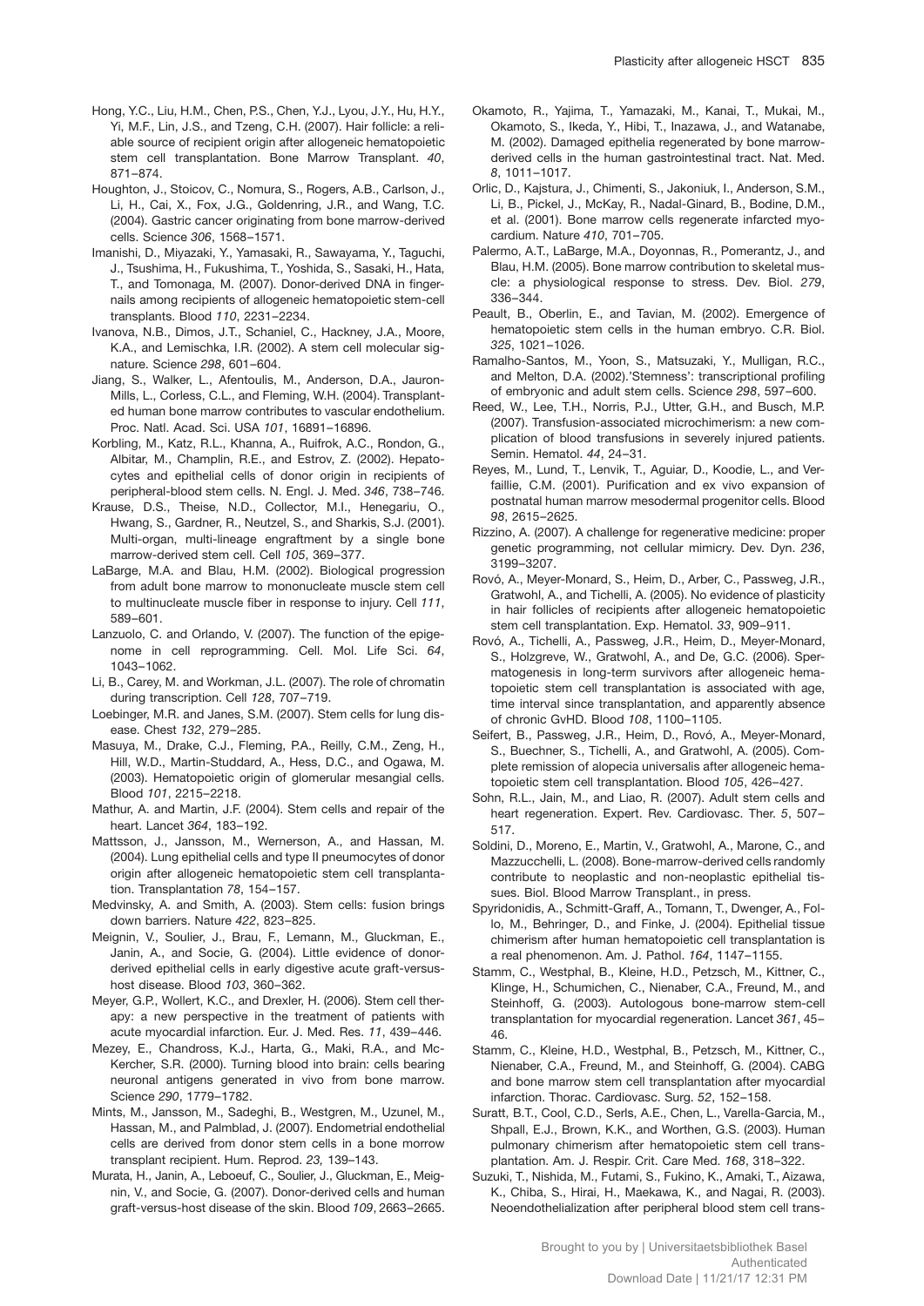Hong, Y.C., Liu, H.M., Chen, P.S., Chen, Y.J., Lyou, J.Y., Hu, H.Y., Yi, M.F., Lin, J.S., and Tzeng, C.H. (2007). Hair follicle: a reliable source of recipient origin after allogeneic hematopoietic stem cell transplantation. Bone Marrow Transplant. *40*, 871–874.

Houghton, J., Stoicov, C., Nomura, S., Rogers, A.B., Carlson, J., Li, H., Cai, X., Fox, J.G., Goldenring, J.R., and Wang, T.C. (2004). Gastric cancer originating from bone marrow-derived cells. Science *306*, 1568–1571.

Imanishi, D., Miyazaki, Y., Yamasaki, R., Sawayama, Y., Taguchi, J., Tsushima, H., Fukushima, T., Yoshida, S., Sasaki, H., Hata, T., and Tomonaga, M. (2007). Donor-derived DNA in fingernails among recipients of allogeneic hematopoietic stem-cell transplants. Blood *110*, 2231–2234.

Ivanova, N.B., Dimos, J.T., Schaniel, C., Hackney, J.A., Moore, K.A., and Lemischka, I.R. (2002). A stem cell molecular signature. Science *298*, 601–604.

Jiang, S., Walker, L., Afentoulis, M., Anderson, D.A., Jauron-Mills, L., Corless, C.L., and Fleming, W.H. (2004). Transplanted human bone marrow contributes to vascular endothelium. Proc. Natl. Acad. Sci. USA *101*, 16891–16896.

Korbling, M., Katz, R.L., Khanna, A., Ruifrok, A.C., Rondon, G., Albitar, M., Champlin, R.E., and Estrov, Z. (2002). Hepatocytes and epithelial cells of donor origin in recipients of peripheral-blood stem cells. N. Engl. J. Med. *346*, 738–746.

Krause, D.S., Theise, N.D., Collector, M.I., Henegariu, O., Hwang, S., Gardner, R., Neutzel, S., and Sharkis, S.J. (2001). Multi-organ, multi-lineage engraftment by a single bone marrow-derived stem cell. Cell *105*, 369–377.

LaBarge, M.A. and Blau, H.M. (2002). Biological progression from adult bone marrow to mononucleate muscle stem cell to multinucleate muscle fiber in response to injury. Cell *111*, 589–601.

Lanzuolo, C. and Orlando, V. (2007). The function of the epigenome in cell reprogramming. Cell. Mol. Life Sci. *64*, 1043–1062.

Li, B., Carey, M. and Workman, J.L. (2007). The role of chromatin during transcription. Cell *128*, 707–719.

Loebinger, M.R. and Janes, S.M. (2007). Stem cells for lung disease. Chest *132*, 279–285.

Masuya, M., Drake, C.J., Fleming, P.A., Reilly, C.M., Zeng, H., Hill, W.D., Martin-Studdard, A., Hess, D.C., and Ogawa, M. (2003). Hematopoietic origin of glomerular mesangial cells. Blood *101*, 2215–2218.

Mathur, A. and Martin, J.F. (2004). Stem cells and repair of the heart. Lancet *364*, 183–192.

Mattsson, J., Jansson, M., Wernerson, A., and Hassan, M. (2004). Lung epithelial cells and type II pneumocytes of donor origin after allogeneic hematopoietic stem cell transplantation. Transplantation *78*, 154–157.

Medvinsky, A. and Smith, A. (2003). Stem cells: fusion brings down barriers. Nature *422*, 823–825.

Meignin, V., Soulier, J., Brau, F., Lemann, M., Gluckman, E., Janin, A., and Socie, G. (2004). Little evidence of donor-derived epithelial cells in early digestive acute graft-versus-host disease. Blood *103*, 360–362.

Meyer, G.P., Wollert, K.C., and Drexler, H. (2006). Stem cell therapy: a new perspective in the treatment of patients with acute myocardial infarction. Eur. J. Med. Res. *11*, 439–446.

Mezey, E., Chandross, K.J., Harta, G., Maki, R.A., and McKercher, S.R. (2000). Turning blood into brain: cells bearing neuronal antigens generated in vivo from bone marrow. Science *290*, 1779–1782.

Mints, M., Jansson, M., Sadeghi, B., Westgren, M., Uzunel, M., Hassan, M., and Palmblad, J. (2007). Endometrial endothelial cells are derived from donor stem cells in a bone morrow transplant recipient. Hum. Reprod. *23,* 139–143.

Murata, H., Janin, A., Leboeuf, C., Soulier, J., Gluckman, E., Meignin, V., and Socie, G. (2007). Donor-derived cells and human graft-versus-host disease of the skin. Blood *109*, 2663–2665.

Okamoto, R., Yajima, T., Yamazaki, M., Kanai, T., Mukai, M., Okamoto, S., Ikeda, Y., Hibi, T., Inazawa, J., and Watanabe, M. (2002). Damaged epithelia regenerated by bone marrow-derived cells in the human gastrointestinal tract. Nat. Med. *8*, 1011–1017.

Orlic, D., Kajstura, J., Chimenti, S., Jakoniuk, I., Anderson, S.M., Li, B., Pickel, J., McKay, R., Nadal-Ginard, B., Bodine, D.M., et al. (2001). Bone marrow cells regenerate infarcted myocardium. Nature *410*, 701–705.

Palermo, A.T., LaBarge, M.A., Doyonnas, R., Pomerantz, J., and Blau, H.M. (2005). Bone marrow contribution to skeletal muscle: a physiological response to stress. Dev. Biol. *279*, 336–344.

Peault, B., Oberlin, E., and Tavian, M. (2002). Emergence of hematopoietic stem cells in the human embryo. C.R. Biol. *325*, 1021–1026.

Ramalho-Santos, M., Yoon, S., Matsuzaki, Y., Mulligan, R.C., and Melton, D.A. (2002).'Stemness': transcriptional profiling of embryonic and adult stem cells. Science *298*, 597–600.

Reed, W., Lee, T.H., Norris, P.J., Utter, G.H., and Busch, M.P. (2007). Transfusion-associated microchimerism: a new complication of blood transfusions in severely injured patients. Semin. Hematol. *44*, 24–31.

Reyes, M., Lund, T., Lenvik, T., Aguiar, D., Koodie, L., and Verfaillie, C.M. (2001). Purification and ex vivo expansion of postnatal human marrow mesodermal progenitor cells. Blood *98*, 2615–2625.

Rizzino, A. (2007). A challenge for regenerative medicine: proper genetic programming, not cellular mimicry. Dev. Dyn. *236*, 3199–3207.

Rovó, A., Meyer-Monard, S., Heim, D., Arber, C., Passweg, J.R., Gratwohl, A., and Tichelli, A. (2005). No evidence of plasticity in hair follicles of recipients after allogeneic hematopoietic stem cell transplantation. Exp. Hematol. *33*, 909–911.

Rovó, A., Tichelli, A., Passweg, J.R., Heim, D., Meyer-Monard, S., Holzgreve, W., Gratwohl, A., and De, G.C. (2006). Spermatogenesis in long-term survivors after allogeneic hematopoietic stem cell transplantation is associated with age, time interval since transplantation, and apparently absence of chronic GvHD. Blood *108*, 1100–1105.

Seifert, B., Passweg, J.R., Heim, D., Rovó, A., Meyer-Monard, S., Buechner, S., Tichelli, A., and Gratwohl, A. (2005). Complete remission of alopecia universalis after allogeneic hematopoietic stem cell transplantation. Blood *105*, 426–427.

Sohn, R.L., Jain, M., and Liao, R. (2007). Adult stem cells and heart regeneration. Expert. Rev. Cardiovasc. Ther. *5*, 507–517.

Soldini, D., Moreno, E., Martin, V., Gratwohl, A., Marone, C., and Mazzucchelli, L. (2008). Bone-marrow-derived cells randomly contribute to neoplastic and non-neoplastic epithelial tissues. Biol. Blood Marrow Transplant., in press.

Spyridonidis, A., Schmitt-Graff, A., Tomann, T., Dwenger, A., Follo, M., Behringer, D., and Finke, J. (2004). Epithelial tissue chimerism after human hematopoietic cell transplantation is a real phenomenon. Am. J. Pathol. *164*, 1147–1155.

Stamm, C., Westphal, B., Kleine, H.D., Petzsch, M., Kittner, C., Klinge, H., Schumichen, C., Nienaber, C.A., Freund, M., and Steinhoff, G. (2003). Autologous bone-marrow stem-cell transplantation for myocardial regeneration. Lancet *361*, 45–46.

Stamm, C., Kleine, H.D., Westphal, B., Petzsch, M., Kittner, C., Nienaber, C.A., Freund, M., and Steinhoff, G. (2004). CABG and bone marrow stem cell transplantation after myocardial infarction. Thorac. Cardiovasc. Surg. *52*, 152–158.

Suratt, B.T., Cool, C.D., Serls, A.E., Chen, L., Varella-Garcia, M., Shpall, E.J., Brown, K.K., and Worthen, G.S. (2003). Human pulmonary chimerism after hematopoietic stem cell transplantation. Am. J. Respir. Crit. Care Med. *168*, 318–322.

Suzuki, T., Nishida, M., Futami, S., Fukino, K., Amaki, T., Aizawa, K., Chiba, S., Hirai, H., Maekawa, K., and Nagai, R. (2003). Neoendothelialization after peripheral blood stem cell trans-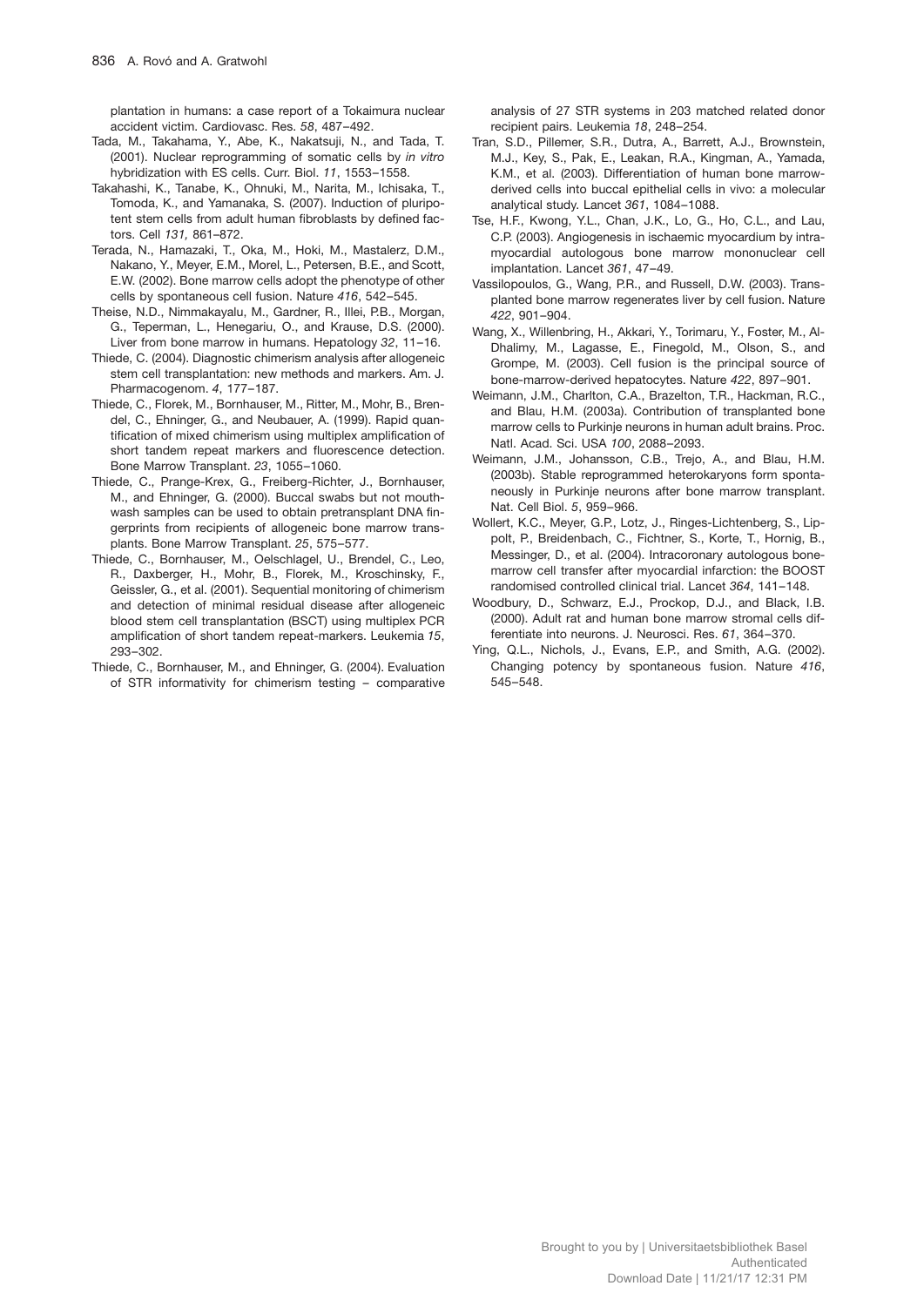plantation in humans: a case report of a Tokaimura nuclear accident victim. Cardiovasc. Res. *58*, 487–492.

Tada, M., Takahama, Y., Abe, K., Nakatsuji, N., and Tada, T. (2001). Nuclear reprogramming of somatic cells by *in vitro* hybridization with ES cells. Curr. Biol. *11*, 1553–1558.

Takahashi, K., Tanabe, K., Ohnuki, M., Narita, M., Ichisaka, T., Tomoda, K., and Yamanaka, S. (2007). Induction of pluripotent stem cells from adult human fibroblasts by defined factors. Cell *131,* 861–872.

Terada, N., Hamazaki, T., Oka, M., Hoki, M., Mastalerz, D.M., Nakano, Y., Meyer, E.M., Morel, L., Petersen, B.E., and Scott, E.W. (2002). Bone marrow cells adopt the phenotype of other cells by spontaneous cell fusion. Nature *416*, 542–545.

Theise, N.D., Nimmakayalu, M., Gardner, R., Illei, P.B., Morgan, G., Teperman, L., Henegariu, O., and Krause, D.S. (2000). Liver from bone marrow in humans. Hepatology *32*, 11–16.

Thiede, C. (2004). Diagnostic chimerism analysis after allogeneic stem cell transplantation: new methods and markers. Am. J. Pharmacogenom. *4*, 177–187.

Thiede, C., Florek, M., Bornhauser, M., Ritter, M., Mohr, B., Brendel, C., Ehninger, G., and Neubauer, A. (1999). Rapid quantification of mixed chimerism using multiplex amplification of short tandem repeat markers and fluorescence detection. Bone Marrow Transplant. *23*, 1055–1060.

Thiede, C., Prange-Krex, G., Freiberg-Richter, J., Bornhauser, M., and Ehninger, G. (2000). Buccal swabs but not mouthwash samples can be used to obtain pretransplant DNA fingerprints from recipients of allogeneic bone marrow transplants. Bone Marrow Transplant. *25*, 575–577.

Thiede, C., Bornhauser, M., Oelschlagel, U., Brendel, C., Leo, R., Daxberger, H., Mohr, B., Florek, M., Kroschinsky, F., Geissler, G., et al. (2001). Sequential monitoring of chimerism and detection of minimal residual disease after allogeneic blood stem cell transplantation (BSCT) using multiplex PCR amplification of short tandem repeat-markers. Leukemia *15*, 293–302.

Thiede, C., Bornhauser, M., and Ehninger, G. (2004). Evaluation of STR informativity for chimerism testing – comparative analysis of 27 STR systems in 203 matched related donor recipient pairs. Leukemia *18*, 248–254.

Tran, S.D., Pillemer, S.R., Dutra, A., Barrett, A.J., Brownstein, M.J., Key, S., Pak, E., Leakan, R.A., Kingman, A., Yamada, K.M., et al. (2003). Differentiation of human bone marrow-derived cells into buccal epithelial cells in vivo: a molecular analytical study. Lancet *361*, 1084–1088.

Tse, H.F., Kwong, Y.L., Chan, J.K., Lo, G., Ho, C.L., and Lau, C.P. (2003). Angiogenesis in ischaemic myocardium by intramyocardial autologous bone marrow mononuclear cell implantation. Lancet *361*, 47–49.

Vassilopoulos, G., Wang, P.R., and Russell, D.W. (2003). Transplanted bone marrow regenerates liver by cell fusion. Nature *422*, 901–904.

Wang, X., Willenbring, H., Akkari, Y., Torimaru, Y., Foster, M., Al-Dhalimy, M., Lagasse, E., Finegold, M., Olson, S., and Grompe, M. (2003). Cell fusion is the principal source of bone-marrow-derived hepatocytes. Nature *422*, 897–901.

Weimann, J.M., Charlton, C.A., Brazelton, T.R., Hackman, R.C., and Blau, H.M. (2003a). Contribution of transplanted bone marrow cells to Purkinje neurons in human adult brains. Proc. Natl. Acad. Sci. USA *100*, 2088–2093.

Weimann, J.M., Johansson, C.B., Trejo, A., and Blau, H.M. (2003b). Stable reprogrammed heterokaryons form spontaneously in Purkinje neurons after bone marrow transplant. Nat. Cell Biol. *5*, 959–966.

Wollert, K.C., Meyer, G.P., Lotz, J., Ringes-Lichtenberg, S., Lippolt, P., Breidenbach, C., Fichtner, S., Korte, T., Hornig, B., Messinger, D., et al. (2004). Intracoronary autologous bone-marrow cell transfer after myocardial infarction: the BOOST randomised controlled clinical trial. Lancet *364*, 141–148.

Woodbury, D., Schwarz, E.J., Prockop, D.J., and Black, I.B. (2000). Adult rat and human bone marrow stromal cells differentiate into neurons. J. Neurosci. Res. *61*, 364–370.

Ying, Q.L., Nichols, J., Evans, E.P., and Smith, A.G. (2002). Changing potency by spontaneous fusion. Nature *416*, 545–548.